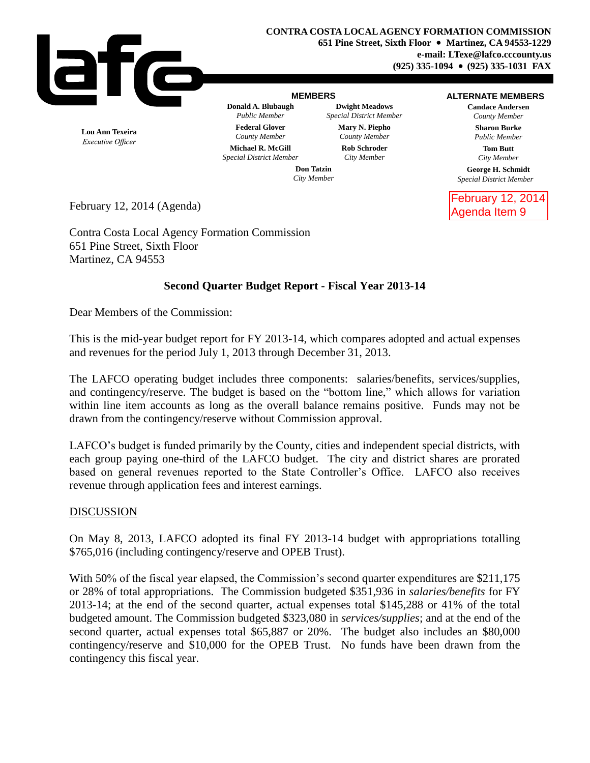**CONTRA COSTA LOCAL AGENCY FORMATION COMMISSION**
**651 Pine Street, Sixth Floor • Martinez, CA 94553-1229**
**e-mail: LTexe@lafco.cccounty.us**
**(925) 335-1094 • (925) 335-1031 FAX**

**Lou Ann Texeira**
*Executive Officer*

**MEMBERS**

**Donald A. Blubaugh** — *Public Member*
**Dwight Meadows** — *Special District Member*
**Federal Glover** — *County Member*
**Mary N. Piepho** — *County Member*
**Michael R. McGill** — *Special District Member*
**Rob Schroder** — *City Member*
**Don Tatzin** — *City Member*

**ALTERNATE MEMBERS**

**Candace Andersen** — *County Member*
**Sharon Burke** — *Public Member*
**Tom Butt** — *City Member*
**George H. Schmidt** — *Special District Member*

February 12, 2014
Agenda Item 9

February 12, 2014 (Agenda)

Contra Costa Local Agency Formation Commission
651 Pine Street, Sixth Floor
Martinez, CA 94553

**Second Quarter Budget Report - Fiscal Year 2013-14**

Dear Members of the Commission:

This is the mid-year budget report for FY 2013-14, which compares adopted and actual expenses and revenues for the period July 1, 2013 through December 31, 2013.

The LAFCO operating budget includes three components: salaries/benefits, services/supplies, and contingency/reserve. The budget is based on the "bottom line," which allows for variation within line item accounts as long as the overall balance remains positive. Funds may not be drawn from the contingency/reserve without Commission approval.

LAFCO's budget is funded primarily by the County, cities and independent special districts, with each group paying one-third of the LAFCO budget. The city and district shares are prorated based on general revenues reported to the State Controller's Office. LAFCO also receives revenue through application fees and interest earnings.

DISCUSSION

On May 8, 2013, LAFCO adopted its final FY 2013-14 budget with appropriations totalling $765,016 (including contingency/reserve and OPEB Trust).

With 50% of the fiscal year elapsed, the Commission's second quarter expenditures are $211,175 or 28% of total appropriations. The Commission budgeted $351,936 in *salaries/benefits* for FY 2013-14; at the end of the second quarter, actual expenses total $145,288 or 41% of the total budgeted amount. The Commission budgeted $323,080 in *services/supplies*; and at the end of the second quarter, actual expenses total $65,887 or 20%. The budget also includes an $80,000 contingency/reserve and $10,000 for the OPEB Trust. No funds have been drawn from the contingency this fiscal year.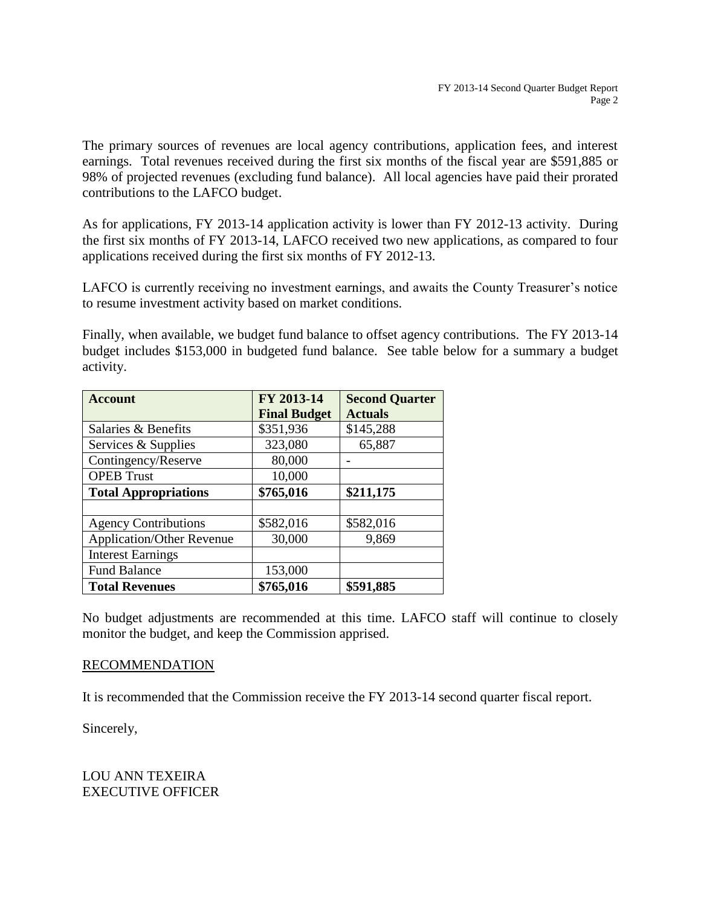The primary sources of revenues are local agency contributions, application fees, and interest earnings. Total revenues received during the first six months of the fiscal year are $591,885 or 98% of projected revenues (excluding fund balance). All local agencies have paid their prorated contributions to the LAFCO budget.

As for applications, FY 2013-14 application activity is lower than FY 2012-13 activity. During the first six months of FY 2013-14, LAFCO received two new applications, as compared to four applications received during the first six months of FY 2012-13.

LAFCO is currently receiving no investment earnings, and awaits the County Treasurer's notice to resume investment activity based on market conditions.

Finally, when available, we budget fund balance to offset agency contributions. The FY 2013-14 budget includes $153,000 in budgeted fund balance. See table below for a summary a budget activity.

| **Account** | **FY 2013-14 Final Budget** | **Second Quarter Actuals** |
|---|---|---|
| Salaries & Benefits | $351,936 | $145,288 |
| Services & Supplies | 323,080 | 65,887 |
| Contingency/Reserve | 80,000 | - |
| OPEB Trust | 10,000 | |
| **Total Appropriations** | **$765,016** | **$211,175** |
| | | |
| Agency Contributions | $582,016 | $582,016 |
| Application/Other Revenue | 30,000 | 9,869 |
| Interest Earnings | | |
| Fund Balance | 153,000 | |
| **Total Revenues** | **$765,016** | **$591,885** |

No budget adjustments are recommended at this time. LAFCO staff will continue to closely monitor the budget, and keep the Commission apprised.

## RECOMMENDATION

It is recommended that the Commission receive the FY 2013-14 second quarter fiscal report.

Sincerely,

LOU ANN TEXEIRA
EXECUTIVE OFFICER